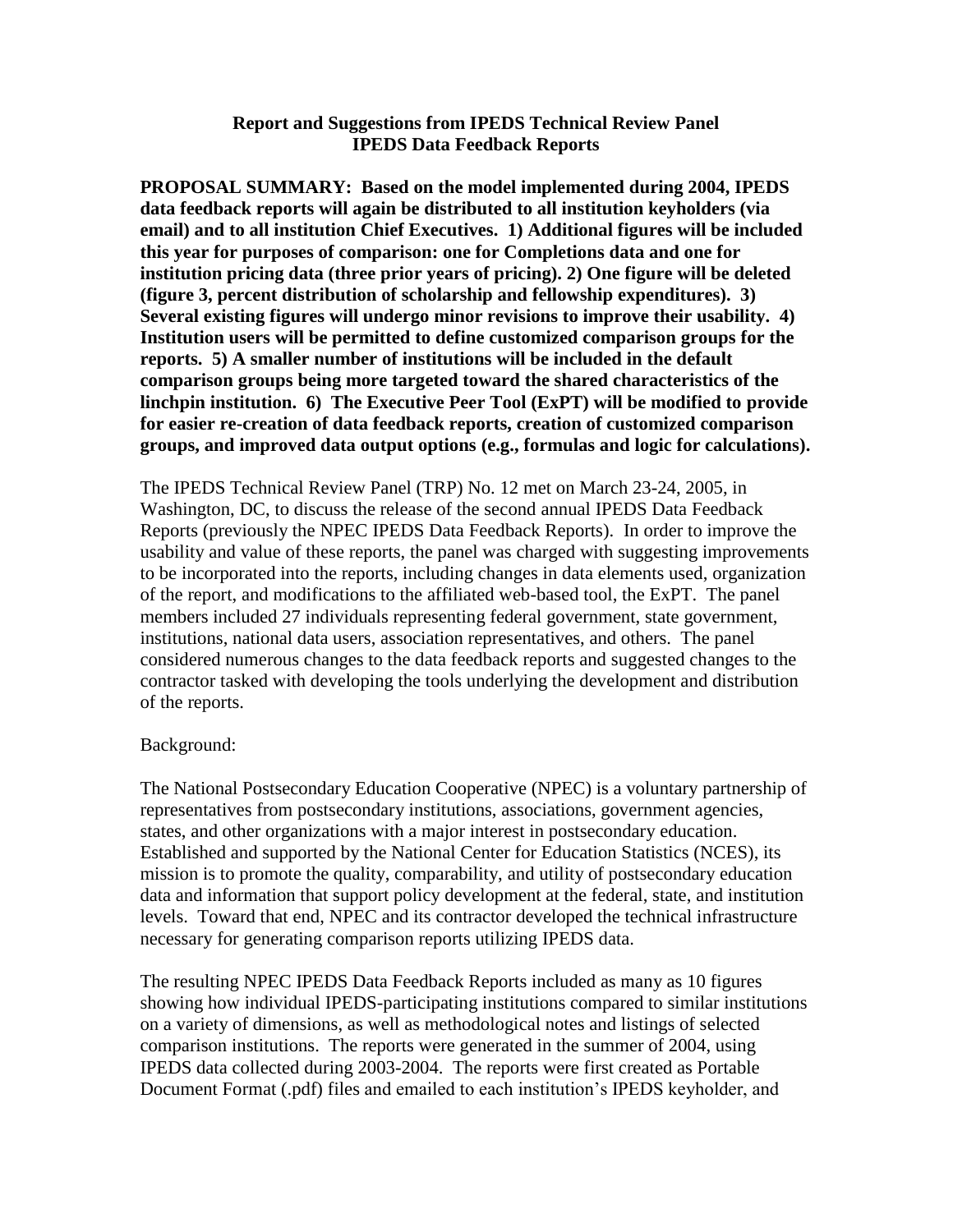# Report and Suggestions from IPEDS Technical Review Panel
## IPEDS Data Feedback Reports

**PROPOSAL SUMMARY: Based on the model implemented during 2004, IPEDS data feedback reports will again be distributed to all institution keyholders (via email) and to all institution Chief Executives. 1) Additional figures will be included this year for purposes of comparison: one for Completions data and one for institution pricing data (three prior years of pricing). 2) One figure will be deleted (figure 3, percent distribution of scholarship and fellowship expenditures). 3) Several existing figures will undergo minor revisions to improve their usability. 4) Institution users will be permitted to define customized comparison groups for the reports. 5) A smaller number of institutions will be included in the default comparison groups being more targeted toward the shared characteristics of the linchpin institution. 6) The Executive Peer Tool (ExPT) will be modified to provide for easier re-creation of data feedback reports, creation of customized comparison groups, and improved data output options (e.g., formulas and logic for calculations).**

The IPEDS Technical Review Panel (TRP) No. 12 met on March 23-24, 2005, in Washington, DC, to discuss the release of the second annual IPEDS Data Feedback Reports (previously the NPEC IPEDS Data Feedback Reports). In order to improve the usability and value of these reports, the panel was charged with suggesting improvements to be incorporated into the reports, including changes in data elements used, organization of the report, and modifications to the affiliated web-based tool, the ExPT. The panel members included 27 individuals representing federal government, state government, institutions, national data users, association representatives, and others. The panel considered numerous changes to the data feedback reports and suggested changes to the contractor tasked with developing the tools underlying the development and distribution of the reports.

Background:

The National Postsecondary Education Cooperative (NPEC) is a voluntary partnership of representatives from postsecondary institutions, associations, government agencies, states, and other organizations with a major interest in postsecondary education. Established and supported by the National Center for Education Statistics (NCES), its mission is to promote the quality, comparability, and utility of postsecondary education data and information that support policy development at the federal, state, and institution levels. Toward that end, NPEC and its contractor developed the technical infrastructure necessary for generating comparison reports utilizing IPEDS data.

The resulting NPEC IPEDS Data Feedback Reports included as many as 10 figures showing how individual IPEDS-participating institutions compared to similar institutions on a variety of dimensions, as well as methodological notes and listings of selected comparison institutions. The reports were generated in the summer of 2004, using IPEDS data collected during 2003-2004. The reports were first created as Portable Document Format (.pdf) files and emailed to each institution's IPEDS keyholder, and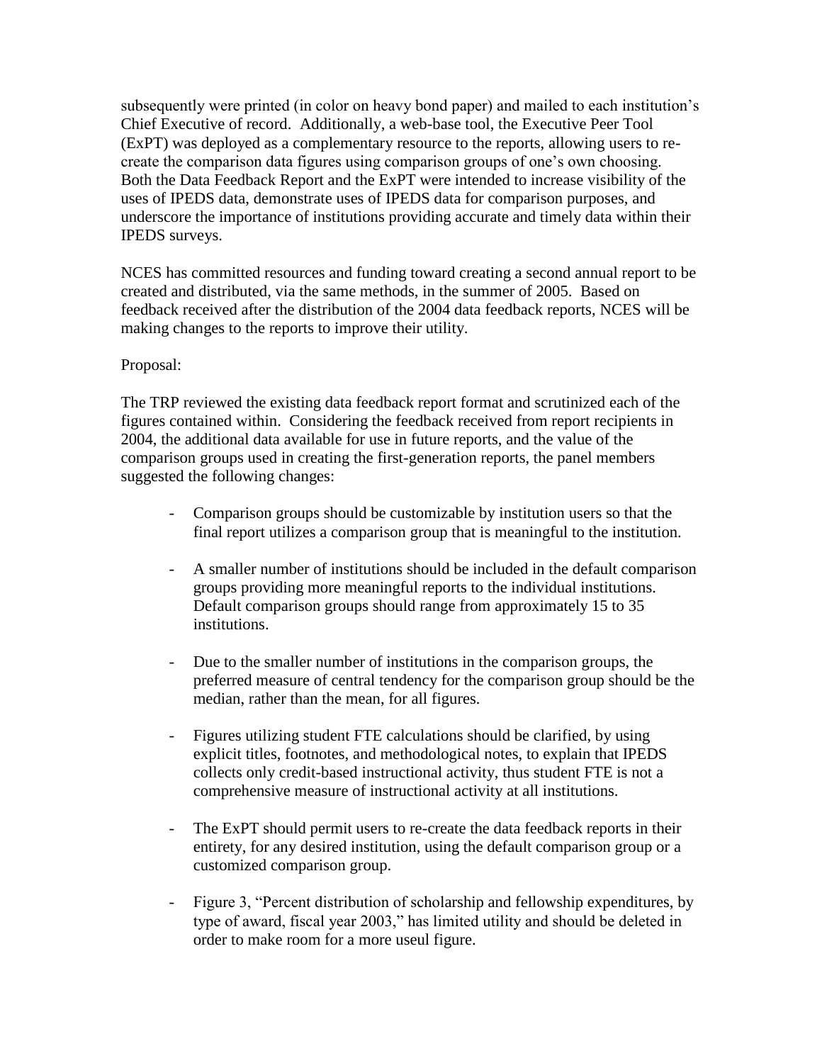subsequently were printed (in color on heavy bond paper) and mailed to each institution's Chief Executive of record. Additionally, a web-base tool, the Executive Peer Tool (ExPT) was deployed as a complementary resource to the reports, allowing users to re-create the comparison data figures using comparison groups of one's own choosing. Both the Data Feedback Report and the ExPT were intended to increase visibility of the uses of IPEDS data, demonstrate uses of IPEDS data for comparison purposes, and underscore the importance of institutions providing accurate and timely data within their IPEDS surveys.

NCES has committed resources and funding toward creating a second annual report to be created and distributed, via the same methods, in the summer of 2005. Based on feedback received after the distribution of the 2004 data feedback reports, NCES will be making changes to the reports to improve their utility.

Proposal:

The TRP reviewed the existing data feedback report format and scrutinized each of the figures contained within. Considering the feedback received from report recipients in 2004, the additional data available for use in future reports, and the value of the comparison groups used in creating the first-generation reports, the panel members suggested the following changes:

- Comparison groups should be customizable by institution users so that the final report utilizes a comparison group that is meaningful to the institution.

- A smaller number of institutions should be included in the default comparison groups providing more meaningful reports to the individual institutions. Default comparison groups should range from approximately 15 to 35 institutions.

- Due to the smaller number of institutions in the comparison groups, the preferred measure of central tendency for the comparison group should be the median, rather than the mean, for all figures.

- Figures utilizing student FTE calculations should be clarified, by using explicit titles, footnotes, and methodological notes, to explain that IPEDS collects only credit-based instructional activity, thus student FTE is not a comprehensive measure of instructional activity at all institutions.

- The ExPT should permit users to re-create the data feedback reports in their entirety, for any desired institution, using the default comparison group or a customized comparison group.

- Figure 3, "Percent distribution of scholarship and fellowship expenditures, by type of award, fiscal year 2003," has limited utility and should be deleted in order to make room for a more useul figure.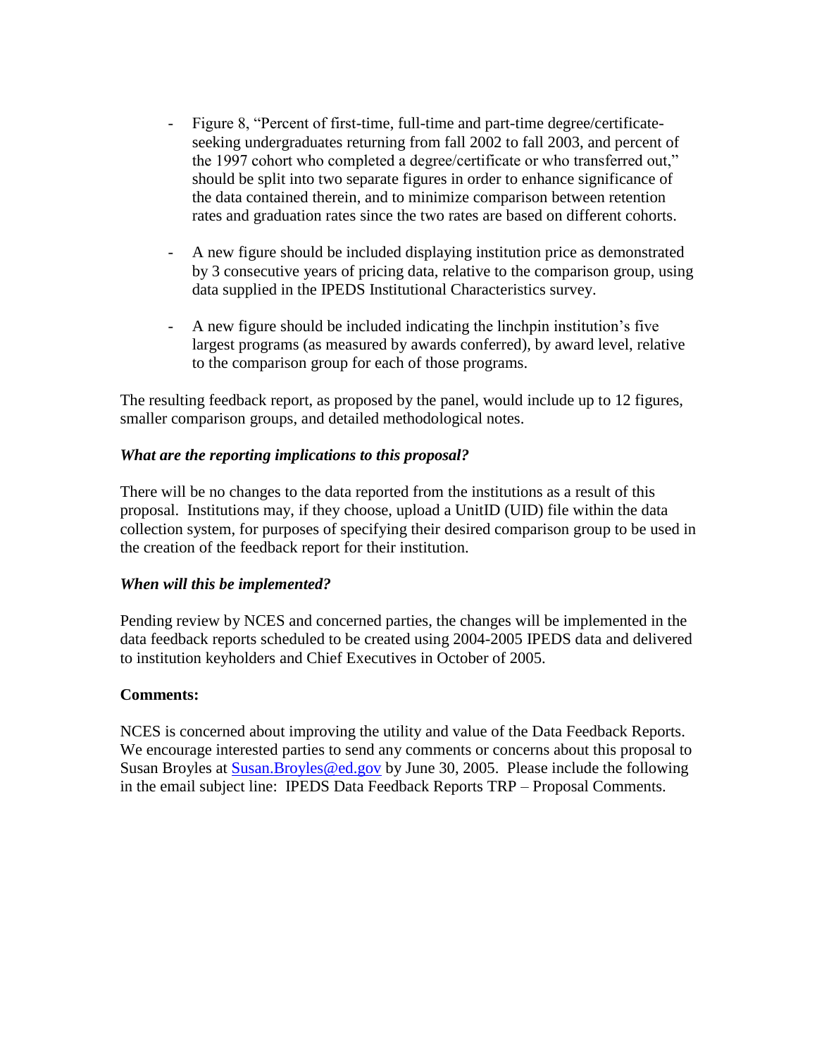- Figure 8, "Percent of first-time, full-time and part-time degree/certificate-seeking undergraduates returning from fall 2002 to fall 2003, and percent of the 1997 cohort who completed a degree/certificate or who transferred out," should be split into two separate figures in order to enhance significance of the data contained therein, and to minimize comparison between retention rates and graduation rates since the two rates are based on different cohorts.

- A new figure should be included displaying institution price as demonstrated by 3 consecutive years of pricing data, relative to the comparison group, using data supplied in the IPEDS Institutional Characteristics survey.

- A new figure should be included indicating the linchpin institution's five largest programs (as measured by awards conferred), by award level, relative to the comparison group for each of those programs.

The resulting feedback report, as proposed by the panel, would include up to 12 figures, smaller comparison groups, and detailed methodological notes.

*What are the reporting implications to this proposal?*

There will be no changes to the data reported from the institutions as a result of this proposal. Institutions may, if they choose, upload a UnitID (UID) file within the data collection system, for purposes of specifying their desired comparison group to be used in the creation of the feedback report for their institution.

*When will this be implemented?*

Pending review by NCES and concerned parties, the changes will be implemented in the data feedback reports scheduled to be created using 2004-2005 IPEDS data and delivered to institution keyholders and Chief Executives in October of 2005.

**Comments:**

NCES is concerned about improving the utility and value of the Data Feedback Reports. We encourage interested parties to send any comments or concerns about this proposal to Susan Broyles at [Susan.Broyles@ed.gov](mailto:Susan.Broyles@ed.gov) by June 30, 2005. Please include the following in the email subject line: IPEDS Data Feedback Reports TRP – Proposal Comments.